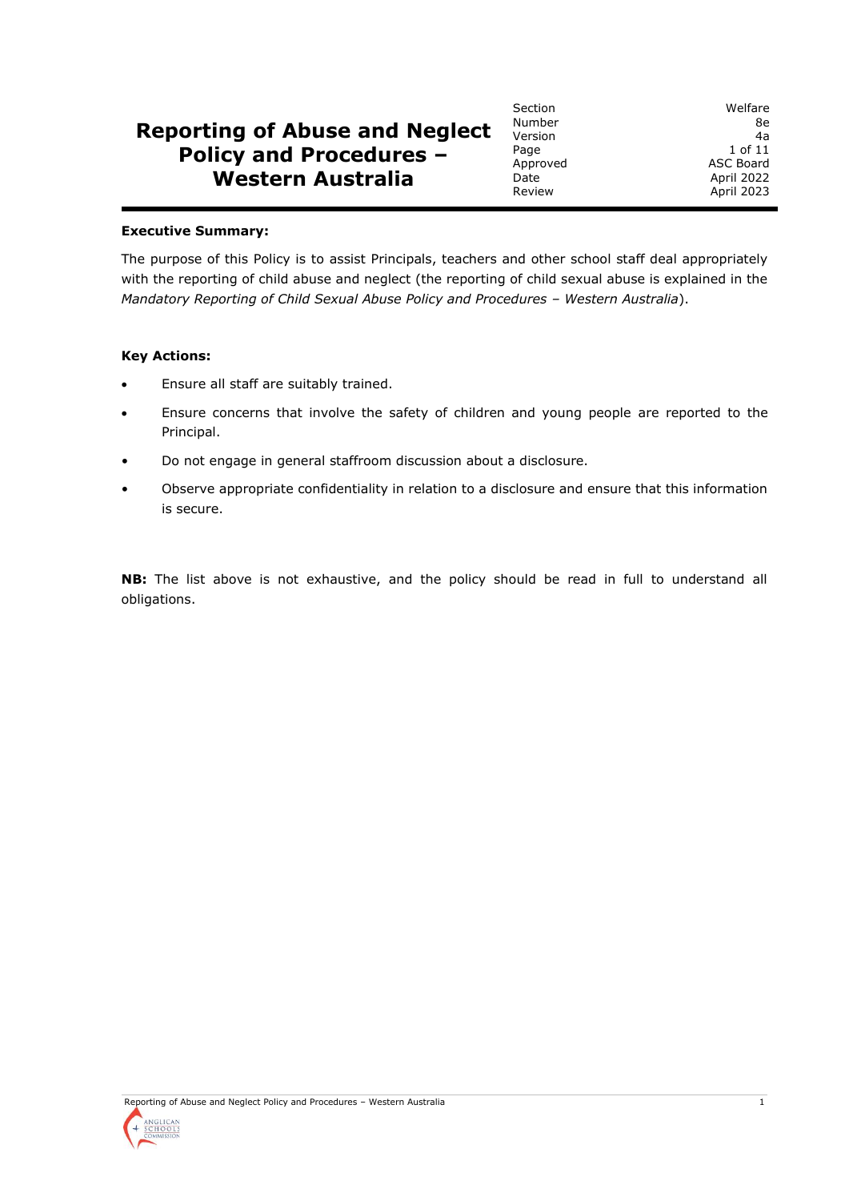# Reporting of Abuse and Neglect Policy and Procedures – Western Australia

| | |
|---|---|
| Section | Welfare |
| Number | 8e |
| Version | 4a |
| Page | 1 of 11 |
| Approved | ASC Board |
| Date | April 2022 |
| Review | April 2023 |

**Executive Summary:**

The purpose of this Policy is to assist Principals, teachers and other school staff deal appropriately with the reporting of child abuse and neglect (the reporting of child sexual abuse is explained in the *Mandatory Reporting of Child Sexual Abuse Policy and Procedures – Western Australia*).

**Key Actions:**

- Ensure all staff are suitably trained.
- Ensure concerns that involve the safety of children and young people are reported to the Principal.
- Do not engage in general staffroom discussion about a disclosure.
- Observe appropriate confidentiality in relation to a disclosure and ensure that this information is secure.

**NB:** The list above is not exhaustive, and the policy should be read in full to understand all obligations.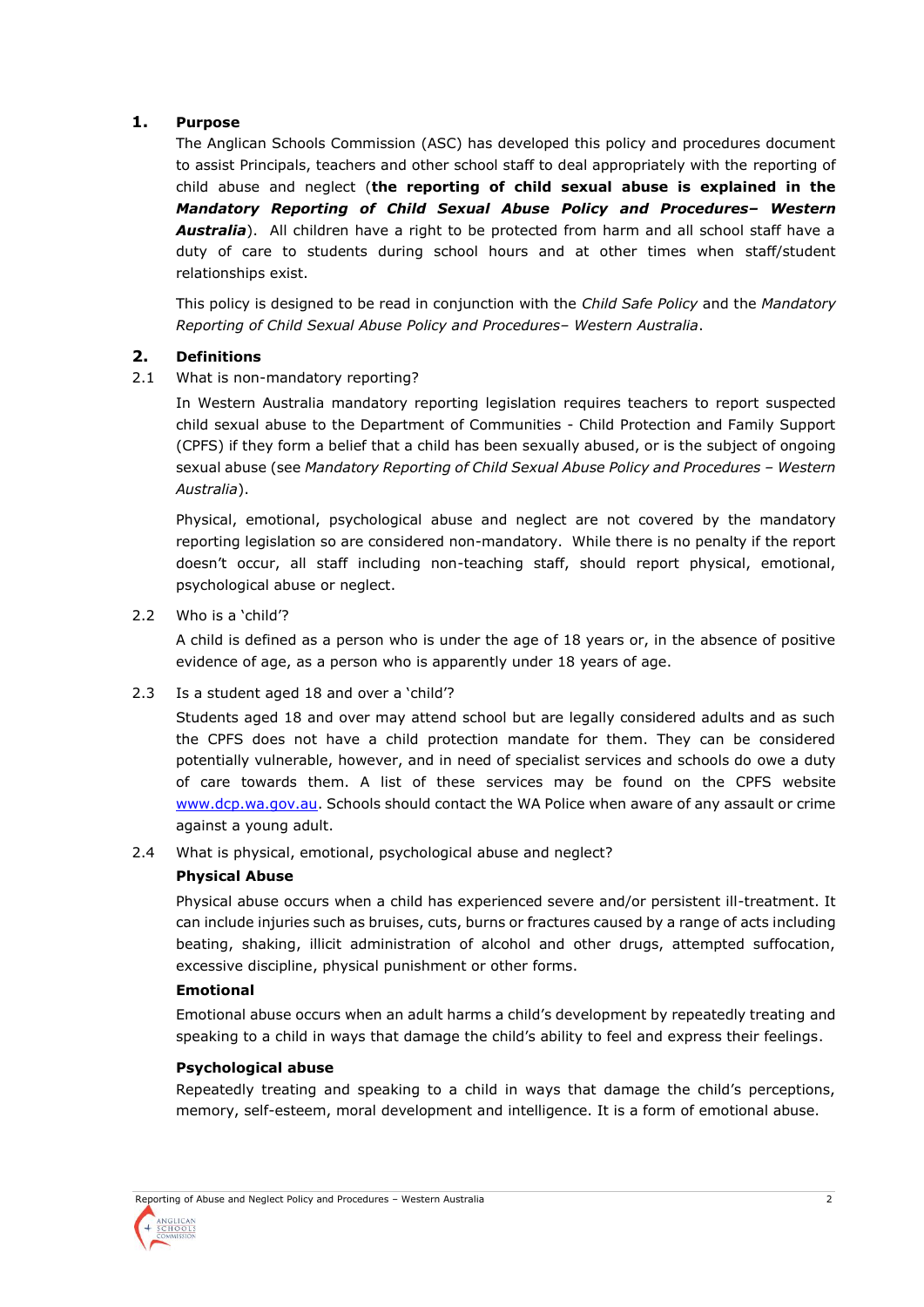## 1. Purpose

The Anglican Schools Commission (ASC) has developed this policy and procedures document to assist Principals, teachers and other school staff to deal appropriately with the reporting of child abuse and neglect (**the reporting of child sexual abuse is explained in the *Mandatory Reporting of Child Sexual Abuse Policy and Procedures– Western Australia***). All children have a right to be protected from harm and all school staff have a duty of care to students during school hours and at other times when staff/student relationships exist.

This policy is designed to be read in conjunction with the *Child Safe Policy* and the *Mandatory Reporting of Child Sexual Abuse Policy and Procedures– Western Australia*.

## 2. Definitions

### 2.1 What is non-mandatory reporting?

In Western Australia mandatory reporting legislation requires teachers to report suspected child sexual abuse to the Department of Communities - Child Protection and Family Support (CPFS) if they form a belief that a child has been sexually abused, or is the subject of ongoing sexual abuse (see *Mandatory Reporting of Child Sexual Abuse Policy and Procedures – Western Australia*).

Physical, emotional, psychological abuse and neglect are not covered by the mandatory reporting legislation so are considered non-mandatory. While there is no penalty if the report doesn't occur, all staff including non-teaching staff, should report physical, emotional, psychological abuse or neglect.

### 2.2 Who is a 'child'?

A child is defined as a person who is under the age of 18 years or, in the absence of positive evidence of age, as a person who is apparently under 18 years of age.

### 2.3 Is a student aged 18 and over a 'child'?

Students aged 18 and over may attend school but are legally considered adults and as such the CPFS does not have a child protection mandate for them. They can be considered potentially vulnerable, however, and in need of specialist services and schools do owe a duty of care towards them. A list of these services may be found on the CPFS website www.dcp.wa.gov.au. Schools should contact the WA Police when aware of any assault or crime against a young adult.

### 2.4 What is physical, emotional, psychological abuse and neglect?

**Physical Abuse**

Physical abuse occurs when a child has experienced severe and/or persistent ill-treatment. It can include injuries such as bruises, cuts, burns or fractures caused by a range of acts including beating, shaking, illicit administration of alcohol and other drugs, attempted suffocation, excessive discipline, physical punishment or other forms.

**Emotional**

Emotional abuse occurs when an adult harms a child's development by repeatedly treating and speaking to a child in ways that damage the child's ability to feel and express their feelings.

**Psychological abuse**

Repeatedly treating and speaking to a child in ways that damage the child's perceptions, memory, self-esteem, moral development and intelligence. It is a form of emotional abuse.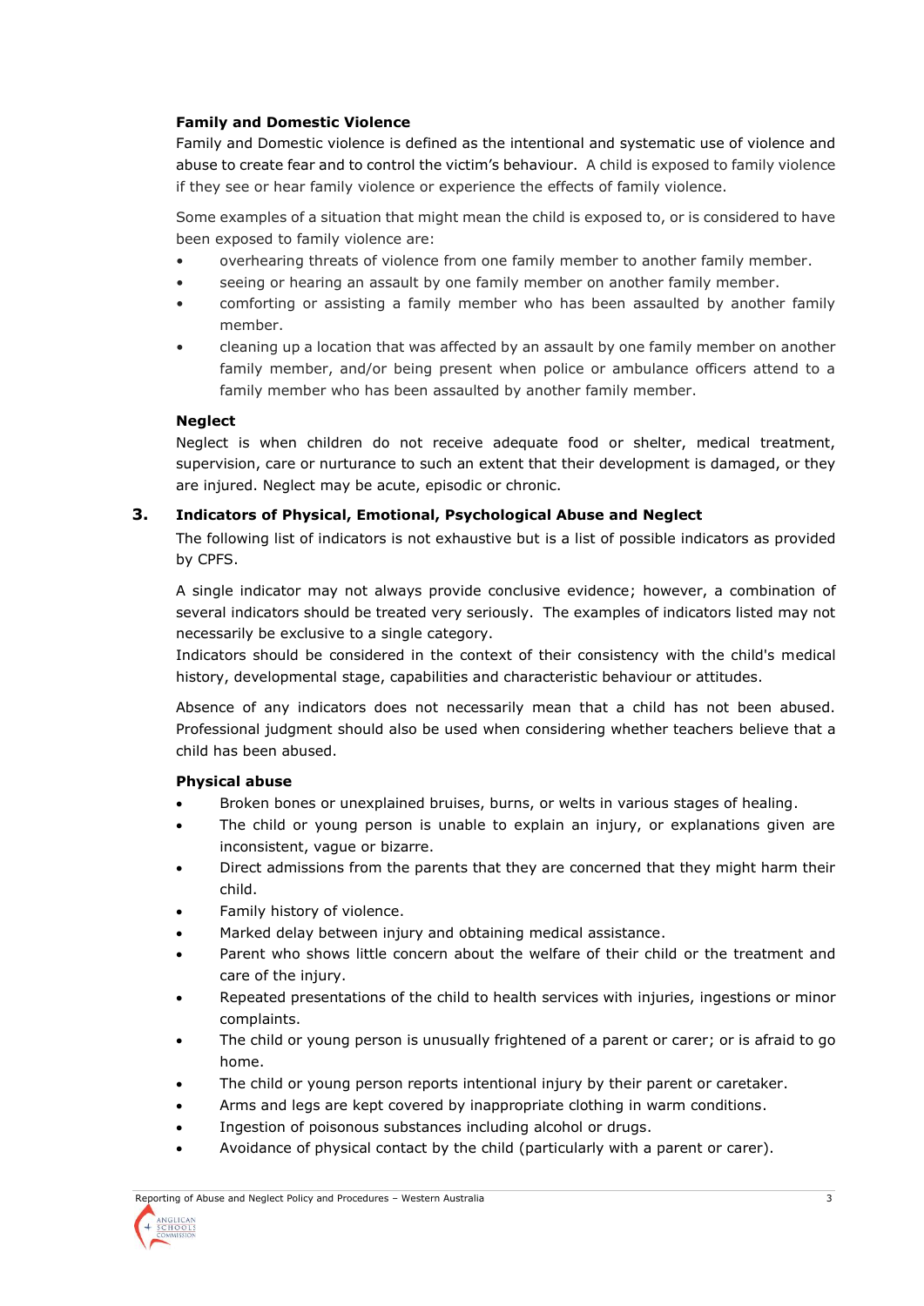**Family and Domestic Violence**

Family and Domestic violence is defined as the intentional and systematic use of violence and abuse to create fear and to control the victim's behaviour. A child is exposed to family violence if they see or hear family violence or experience the effects of family violence.

Some examples of a situation that might mean the child is exposed to, or is considered to have been exposed to family violence are:

- overhearing threats of violence from one family member to another family member.
- seeing or hearing an assault by one family member on another family member.
- comforting or assisting a family member who has been assaulted by another family member.
- cleaning up a location that was affected by an assault by one family member on another family member, and/or being present when police or ambulance officers attend to a family member who has been assaulted by another family member.

**Neglect**

Neglect is when children do not receive adequate food or shelter, medical treatment, supervision, care or nurturance to such an extent that their development is damaged, or they are injured. Neglect may be acute, episodic or chronic.

## 3. Indicators of Physical, Emotional, Psychological Abuse and Neglect

The following list of indicators is not exhaustive but is a list of possible indicators as provided by CPFS.

A single indicator may not always provide conclusive evidence; however, a combination of several indicators should be treated very seriously. The examples of indicators listed may not necessarily be exclusive to a single category.

Indicators should be considered in the context of their consistency with the child's medical history, developmental stage, capabilities and characteristic behaviour or attitudes.

Absence of any indicators does not necessarily mean that a child has not been abused. Professional judgment should also be used when considering whether teachers believe that a child has been abused.

**Physical abuse**

- Broken bones or unexplained bruises, burns, or welts in various stages of healing.
- The child or young person is unable to explain an injury, or explanations given are inconsistent, vague or bizarre.
- Direct admissions from the parents that they are concerned that they might harm their child.
- Family history of violence.
- Marked delay between injury and obtaining medical assistance.
- Parent who shows little concern about the welfare of their child or the treatment and care of the injury.
- Repeated presentations of the child to health services with injuries, ingestions or minor complaints.
- The child or young person is unusually frightened of a parent or carer; or is afraid to go home.
- The child or young person reports intentional injury by their parent or caretaker.
- Arms and legs are kept covered by inappropriate clothing in warm conditions.
- Ingestion of poisonous substances including alcohol or drugs.
- Avoidance of physical contact by the child (particularly with a parent or carer).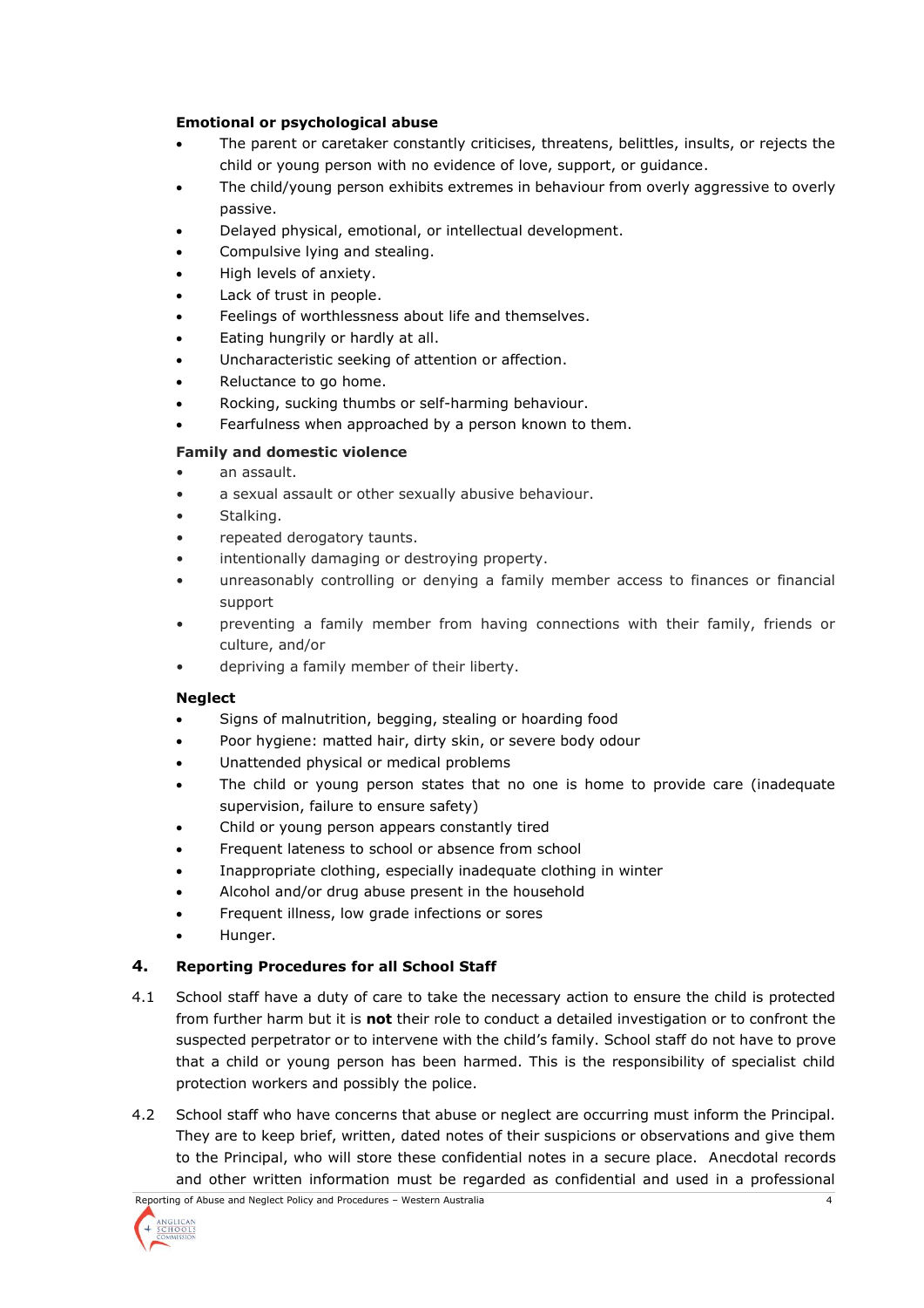**Emotional or psychological abuse**

- The parent or caretaker constantly criticises, threatens, belittles, insults, or rejects the child or young person with no evidence of love, support, or guidance.
- The child/young person exhibits extremes in behaviour from overly aggressive to overly passive.
- Delayed physical, emotional, or intellectual development.
- Compulsive lying and stealing.
- High levels of anxiety.
- Lack of trust in people.
- Feelings of worthlessness about life and themselves.
- Eating hungrily or hardly at all.
- Uncharacteristic seeking of attention or affection.
- Reluctance to go home.
- Rocking, sucking thumbs or self-harming behaviour.
- Fearfulness when approached by a person known to them.

**Family and domestic violence**

- an assault.
- a sexual assault or other sexually abusive behaviour.
- Stalking.
- repeated derogatory taunts.
- intentionally damaging or destroying property.
- unreasonably controlling or denying a family member access to finances or financial support
- preventing a family member from having connections with their family, friends or culture, and/or
- depriving a family member of their liberty.

**Neglect**

- Signs of malnutrition, begging, stealing or hoarding food
- Poor hygiene: matted hair, dirty skin, or severe body odour
- Unattended physical or medical problems
- The child or young person states that no one is home to provide care (inadequate supervision, failure to ensure safety)
- Child or young person appears constantly tired
- Frequent lateness to school or absence from school
- Inappropriate clothing, especially inadequate clothing in winter
- Alcohol and/or drug abuse present in the household
- Frequent illness, low grade infections or sores
- Hunger.

## 4. Reporting Procedures for all School Staff

4.1 School staff have a duty of care to take the necessary action to ensure the child is protected from further harm but it is **not** their role to conduct a detailed investigation or to confront the suspected perpetrator or to intervene with the child's family. School staff do not have to prove that a child or young person has been harmed. This is the responsibility of specialist child protection workers and possibly the police.

4.2 School staff who have concerns that abuse or neglect are occurring must inform the Principal. They are to keep brief, written, dated notes of their suspicions or observations and give them to the Principal, who will store these confidential notes in a secure place. Anecdotal records and other written information must be regarded as confidential and used in a professional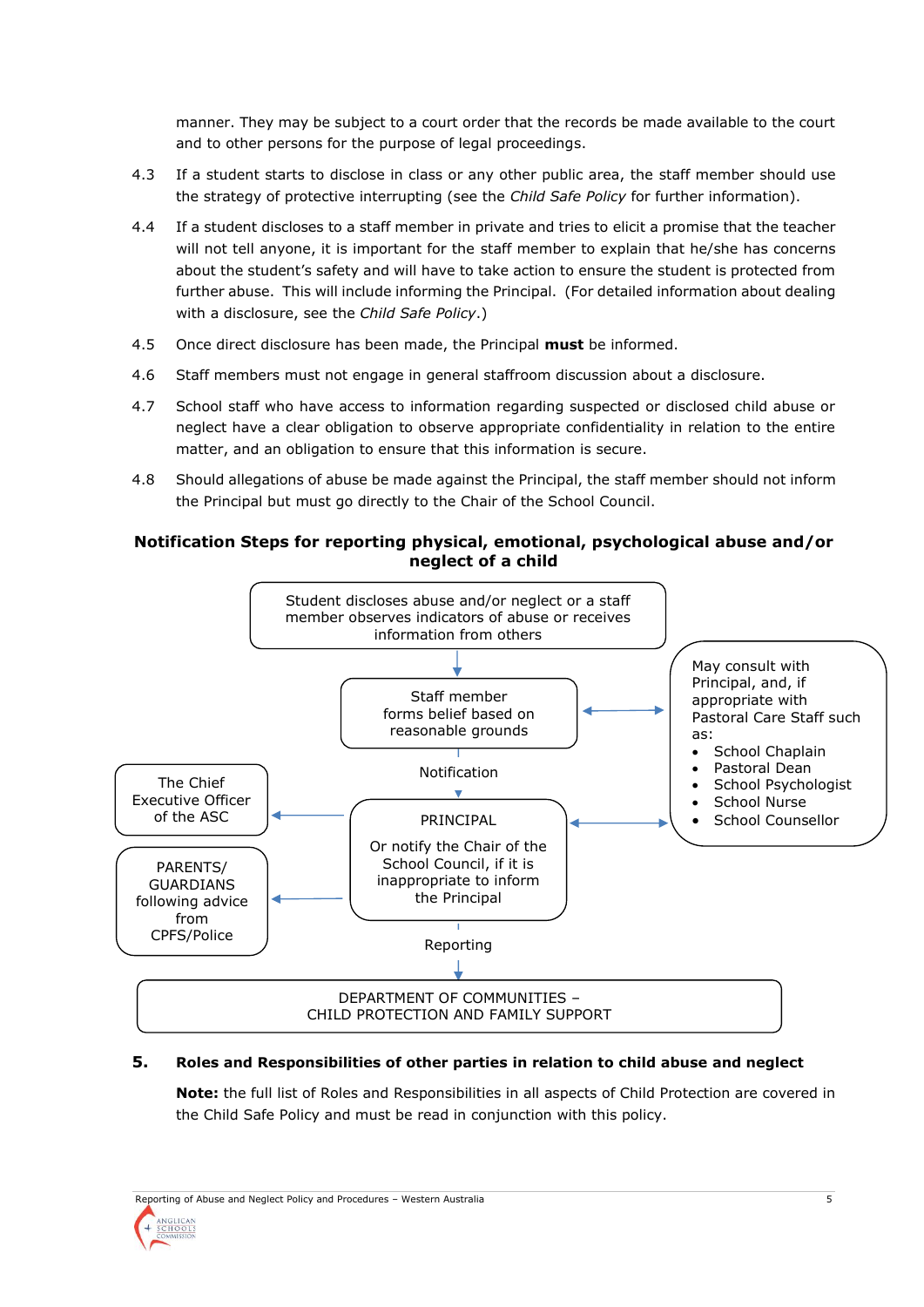manner. They may be subject to a court order that the records be made available to the court and to other persons for the purpose of legal proceedings.

4.3 If a student starts to disclose in class or any other public area, the staff member should use the strategy of protective interrupting (see the *Child Safe Policy* for further information).

4.4 If a student discloses to a staff member in private and tries to elicit a promise that the teacher will not tell anyone, it is important for the staff member to explain that he/she has concerns about the student's safety and will have to take action to ensure the student is protected from further abuse. This will include informing the Principal. (For detailed information about dealing with a disclosure, see the *Child Safe Policy*.)

4.5 Once direct disclosure has been made, the Principal **must** be informed.

4.6 Staff members must not engage in general staffroom discussion about a disclosure.

4.7 School staff who have access to information regarding suspected or disclosed child abuse or neglect have a clear obligation to observe appropriate confidentiality in relation to the entire matter, and an obligation to ensure that this information is secure.

4.8 Should allegations of abuse be made against the Principal, the staff member should not inform the Principal but must go directly to the Chair of the School Council.

**Notification Steps for reporting physical, emotional, psychological abuse and/or neglect of a child**

Student discloses abuse and/or neglect or a staff member observes indicators of abuse or receives information from others

↓

Staff member forms belief based on reasonable grounds ↔ May consult with Principal, and, if appropriate with Pastoral Care Staff such as:
- School Chaplain
- Pastoral Dean
- School Psychologist
- School Nurse
- School Counsellor

↓ Notification

PRINCIPAL

Or notify the Chair of the School Council, if it is inappropriate to inform the Principal

→ The Chief Executive Officer of the ASC

→ PARENTS/ GUARDIANS following advice from CPFS/Police

↓ Reporting

DEPARTMENT OF COMMUNITIES – CHILD PROTECTION AND FAMILY SUPPORT

## 5. Roles and Responsibilities of other parties in relation to child abuse and neglect

**Note:** the full list of Roles and Responsibilities in all aspects of Child Protection are covered in the Child Safe Policy and must be read in conjunction with this policy.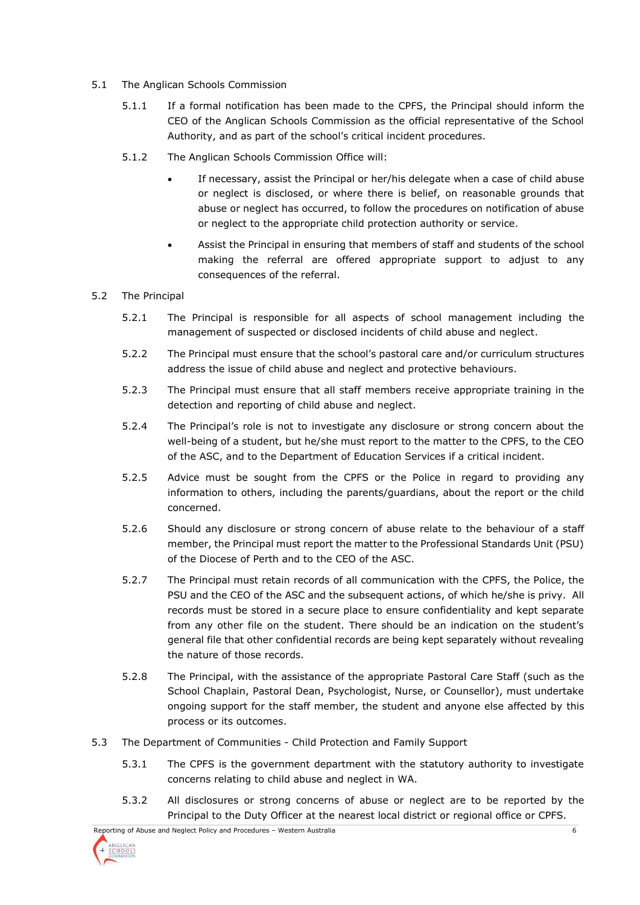5.1 The Anglican Schools Commission

5.1.1 If a formal notification has been made to the CPFS, the Principal should inform the CEO of the Anglican Schools Commission as the official representative of the School Authority, and as part of the school's critical incident procedures.

5.1.2 The Anglican Schools Commission Office will:

- If necessary, assist the Principal or her/his delegate when a case of child abuse or neglect is disclosed, or where there is belief, on reasonable grounds that abuse or neglect has occurred, to follow the procedures on notification of abuse or neglect to the appropriate child protection authority or service.
- Assist the Principal in ensuring that members of staff and students of the school making the referral are offered appropriate support to adjust to any consequences of the referral.

5.2 The Principal

5.2.1 The Principal is responsible for all aspects of school management including the management of suspected or disclosed incidents of child abuse and neglect.

5.2.2 The Principal must ensure that the school's pastoral care and/or curriculum structures address the issue of child abuse and neglect and protective behaviours.

5.2.3 The Principal must ensure that all staff members receive appropriate training in the detection and reporting of child abuse and neglect.

5.2.4 The Principal's role is not to investigate any disclosure or strong concern about the well-being of a student, but he/she must report to the matter to the CPFS, to the CEO of the ASC, and to the Department of Education Services if a critical incident.

5.2.5 Advice must be sought from the CPFS or the Police in regard to providing any information to others, including the parents/guardians, about the report or the child concerned.

5.2.6 Should any disclosure or strong concern of abuse relate to the behaviour of a staff member, the Principal must report the matter to the Professional Standards Unit (PSU) of the Diocese of Perth and to the CEO of the ASC.

5.2.7 The Principal must retain records of all communication with the CPFS, the Police, the PSU and the CEO of the ASC and the subsequent actions, of which he/she is privy. All records must be stored in a secure place to ensure confidentiality and kept separate from any other file on the student. There should be an indication on the student's general file that other confidential records are being kept separately without revealing the nature of those records.

5.2.8 The Principal, with the assistance of the appropriate Pastoral Care Staff (such as the School Chaplain, Pastoral Dean, Psychologist, Nurse, or Counsellor), must undertake ongoing support for the staff member, the student and anyone else affected by this process or its outcomes.

5.3 The Department of Communities - Child Protection and Family Support

5.3.1 The CPFS is the government department with the statutory authority to investigate concerns relating to child abuse and neglect in WA.

5.3.2 All disclosures or strong concerns of abuse or neglect are to be reported by the Principal to the Duty Officer at the nearest local district or regional office or CPFS.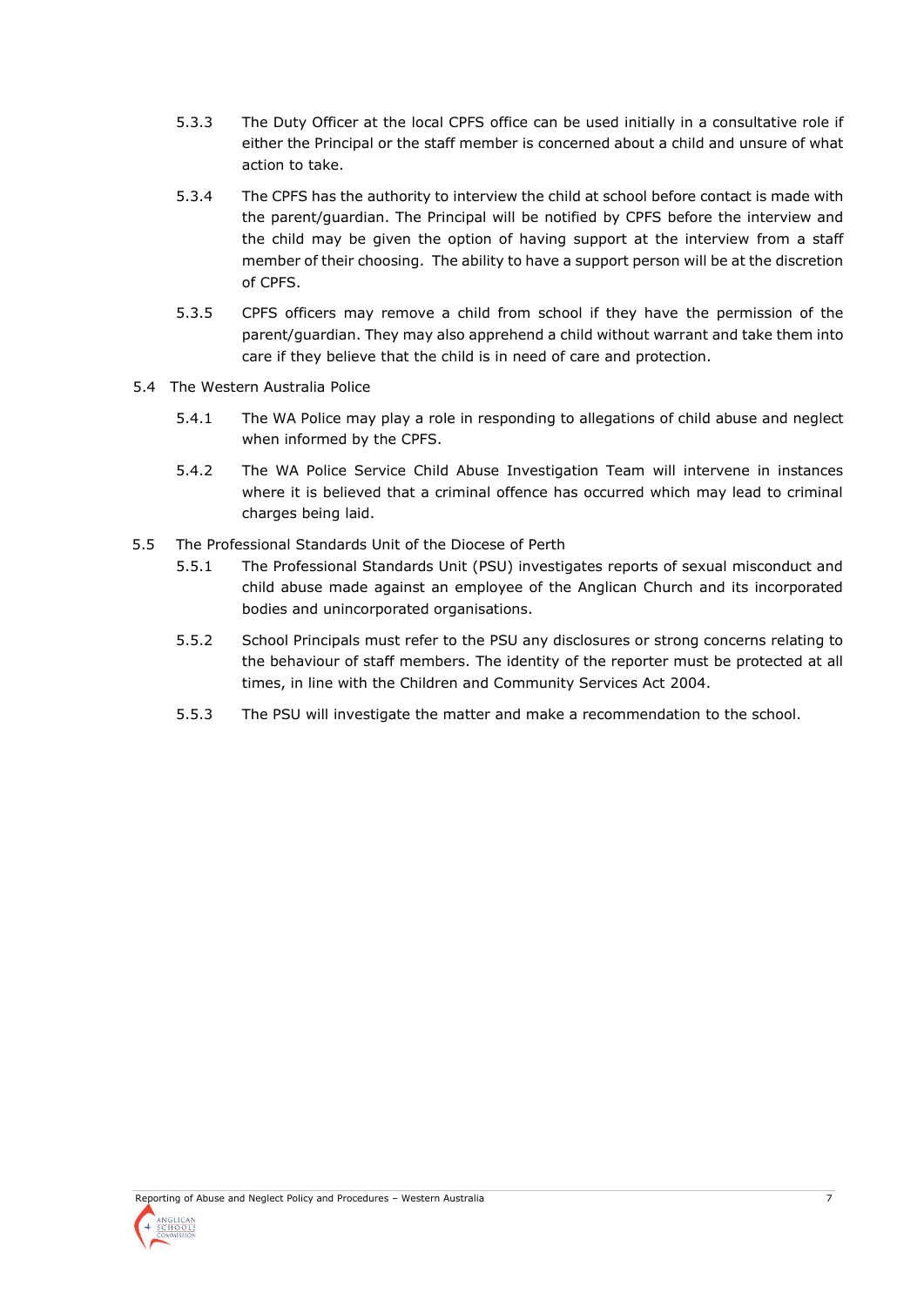5.3.3 The Duty Officer at the local CPFS office can be used initially in a consultative role if either the Principal or the staff member is concerned about a child and unsure of what action to take.

5.3.4 The CPFS has the authority to interview the child at school before contact is made with the parent/guardian. The Principal will be notified by CPFS before the interview and the child may be given the option of having support at the interview from a staff member of their choosing. The ability to have a support person will be at the discretion of CPFS.

5.3.5 CPFS officers may remove a child from school if they have the permission of the parent/guardian. They may also apprehend a child without warrant and take them into care if they believe that the child is in need of care and protection.

5.4 The Western Australia Police

5.4.1 The WA Police may play a role in responding to allegations of child abuse and neglect when informed by the CPFS.

5.4.2 The WA Police Service Child Abuse Investigation Team will intervene in instances where it is believed that a criminal offence has occurred which may lead to criminal charges being laid.

5.5 The Professional Standards Unit of the Diocese of Perth

5.5.1 The Professional Standards Unit (PSU) investigates reports of sexual misconduct and child abuse made against an employee of the Anglican Church and its incorporated bodies and unincorporated organisations.

5.5.2 School Principals must refer to the PSU any disclosures or strong concerns relating to the behaviour of staff members. The identity of the reporter must be protected at all times, in line with the Children and Community Services Act 2004.

5.5.3 The PSU will investigate the matter and make a recommendation to the school.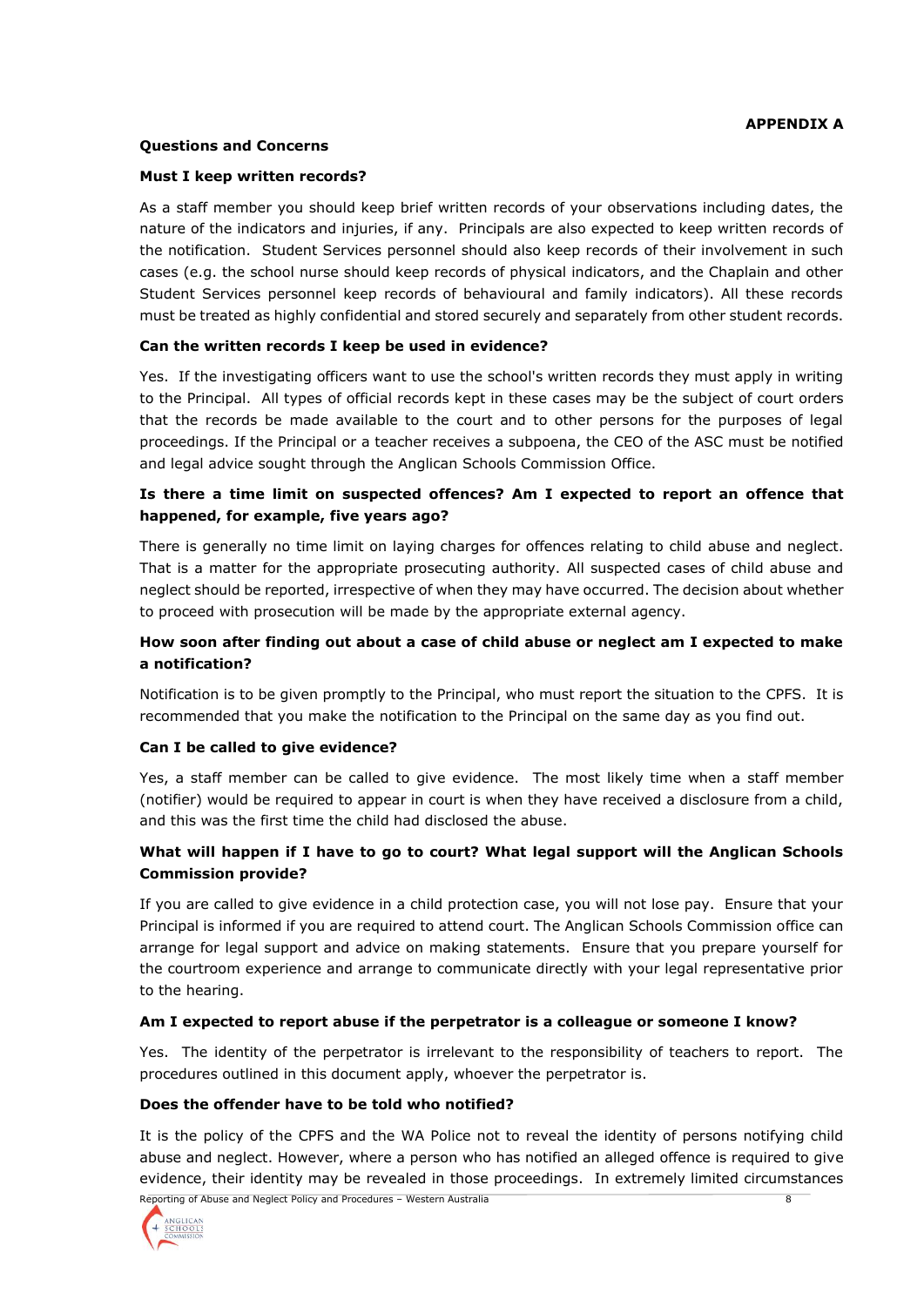**APPENDIX A**

**Questions and Concerns**

**Must I keep written records?**

As a staff member you should keep brief written records of your observations including dates, the nature of the indicators and injuries, if any. Principals are also expected to keep written records of the notification. Student Services personnel should also keep records of their involvement in such cases (e.g. the school nurse should keep records of physical indicators, and the Chaplain and other Student Services personnel keep records of behavioural and family indicators). All these records must be treated as highly confidential and stored securely and separately from other student records.

**Can the written records I keep be used in evidence?**

Yes. If the investigating officers want to use the school's written records they must apply in writing to the Principal. All types of official records kept in these cases may be the subject of court orders that the records be made available to the court and to other persons for the purposes of legal proceedings. If the Principal or a teacher receives a subpoena, the CEO of the ASC must be notified and legal advice sought through the Anglican Schools Commission Office.

**Is there a time limit on suspected offences? Am I expected to report an offence that happened, for example, five years ago?**

There is generally no time limit on laying charges for offences relating to child abuse and neglect. That is a matter for the appropriate prosecuting authority. All suspected cases of child abuse and neglect should be reported, irrespective of when they may have occurred. The decision about whether to proceed with prosecution will be made by the appropriate external agency.

**How soon after finding out about a case of child abuse or neglect am I expected to make a notification?**

Notification is to be given promptly to the Principal, who must report the situation to the CPFS. It is recommended that you make the notification to the Principal on the same day as you find out.

**Can I be called to give evidence?**

Yes, a staff member can be called to give evidence. The most likely time when a staff member (notifier) would be required to appear in court is when they have received a disclosure from a child, and this was the first time the child had disclosed the abuse.

**What will happen if I have to go to court? What legal support will the Anglican Schools Commission provide?**

If you are called to give evidence in a child protection case, you will not lose pay. Ensure that your Principal is informed if you are required to attend court. The Anglican Schools Commission office can arrange for legal support and advice on making statements. Ensure that you prepare yourself for the courtroom experience and arrange to communicate directly with your legal representative prior to the hearing.

**Am I expected to report abuse if the perpetrator is a colleague or someone I know?**

Yes. The identity of the perpetrator is irrelevant to the responsibility of teachers to report. The procedures outlined in this document apply, whoever the perpetrator is.

**Does the offender have to be told who notified?**

It is the policy of the CPFS and the WA Police not to reveal the identity of persons notifying child abuse and neglect. However, where a person who has notified an alleged offence is required to give evidence, their identity may be revealed in those proceedings. In extremely limited circumstances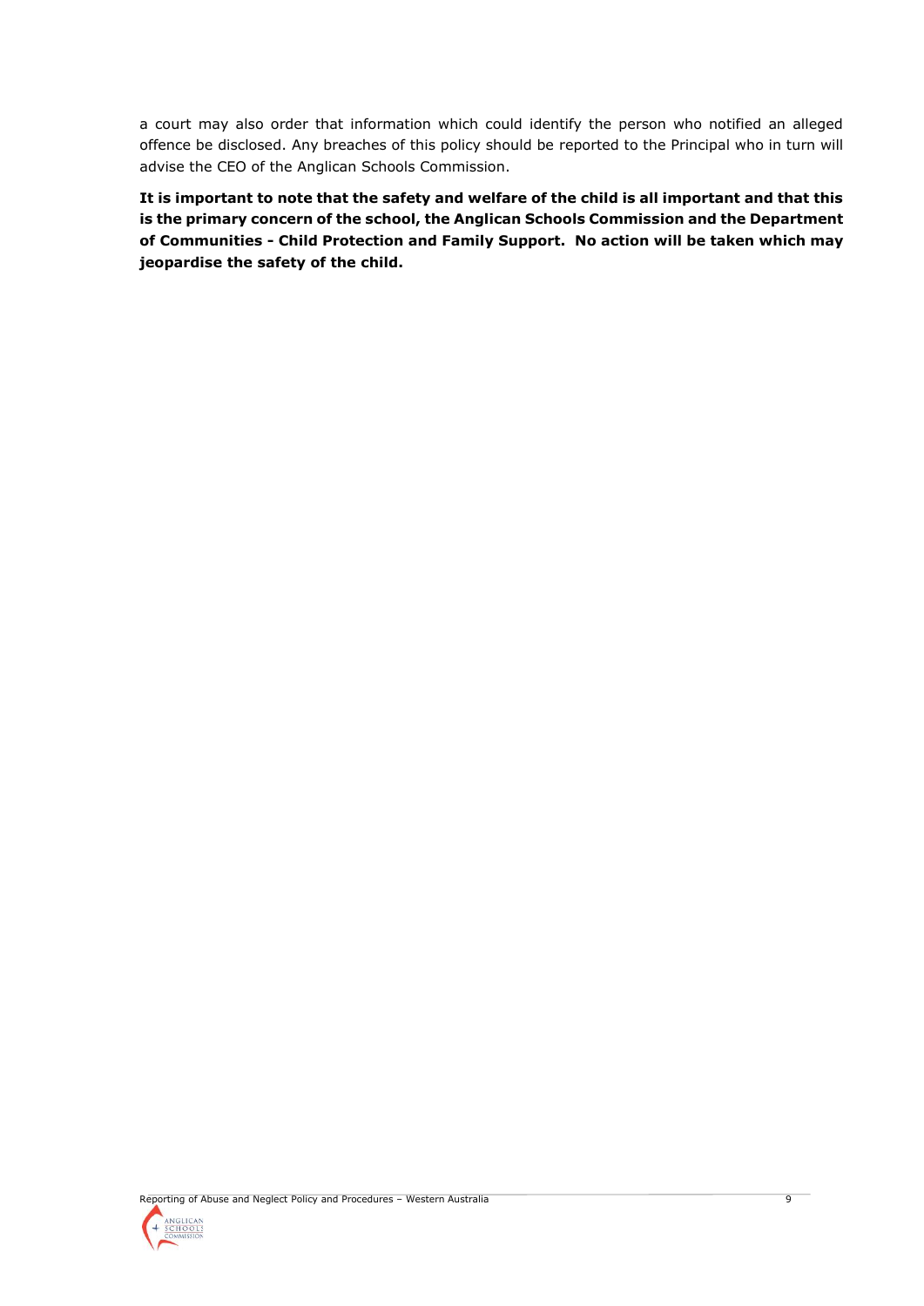a court may also order that information which could identify the person who notified an alleged offence be disclosed. Any breaches of this policy should be reported to the Principal who in turn will advise the CEO of the Anglican Schools Commission.

**It is important to note that the safety and welfare of the child is all important and that this is the primary concern of the school, the Anglican Schools Commission and the Department of Communities - Child Protection and Family Support. No action will be taken which may jeopardise the safety of the child.**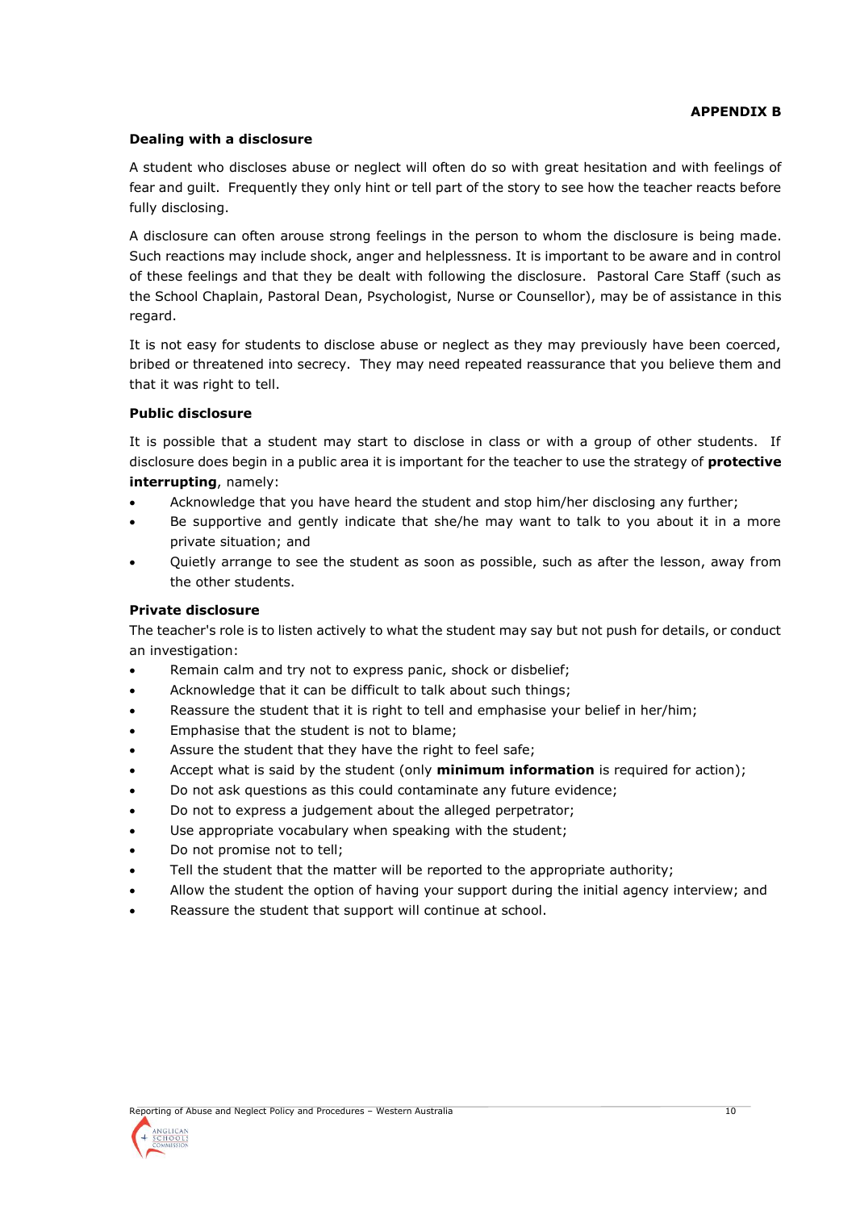**APPENDIX B**

**Dealing with a disclosure**

A student who discloses abuse or neglect will often do so with great hesitation and with feelings of fear and guilt. Frequently they only hint or tell part of the story to see how the teacher reacts before fully disclosing.

A disclosure can often arouse strong feelings in the person to whom the disclosure is being made. Such reactions may include shock, anger and helplessness. It is important to be aware and in control of these feelings and that they be dealt with following the disclosure. Pastoral Care Staff (such as the School Chaplain, Pastoral Dean, Psychologist, Nurse or Counsellor), may be of assistance in this regard.

It is not easy for students to disclose abuse or neglect as they may previously have been coerced, bribed or threatened into secrecy. They may need repeated reassurance that you believe them and that it was right to tell.

**Public disclosure**

It is possible that a student may start to disclose in class or with a group of other students. If disclosure does begin in a public area it is important for the teacher to use the strategy of **protective interrupting**, namely:

- Acknowledge that you have heard the student and stop him/her disclosing any further;
- Be supportive and gently indicate that she/he may want to talk to you about it in a more private situation; and
- Quietly arrange to see the student as soon as possible, such as after the lesson, away from the other students.

**Private disclosure**

The teacher's role is to listen actively to what the student may say but not push for details, or conduct an investigation:

- Remain calm and try not to express panic, shock or disbelief;
- Acknowledge that it can be difficult to talk about such things;
- Reassure the student that it is right to tell and emphasise your belief in her/him;
- Emphasise that the student is not to blame;
- Assure the student that they have the right to feel safe;
- Accept what is said by the student (only **minimum information** is required for action);
- Do not ask questions as this could contaminate any future evidence;
- Do not to express a judgement about the alleged perpetrator;
- Use appropriate vocabulary when speaking with the student;
- Do not promise not to tell;
- Tell the student that the matter will be reported to the appropriate authority;
- Allow the student the option of having your support during the initial agency interview; and
- Reassure the student that support will continue at school.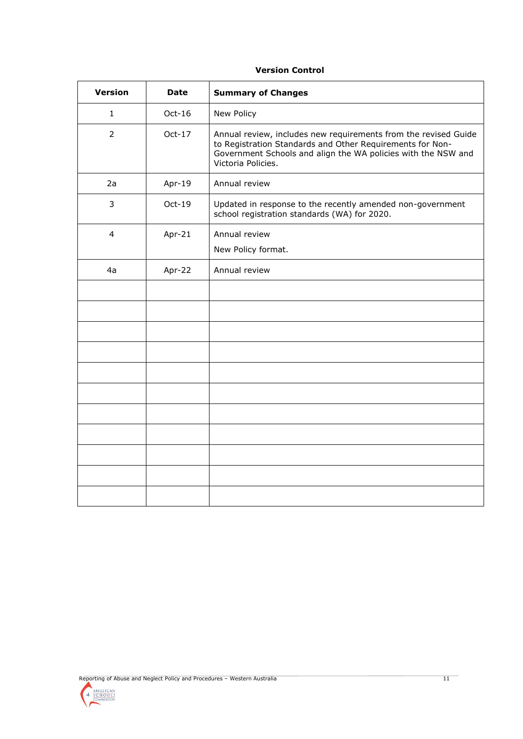**Version Control**

| Version | Date | Summary of Changes |
|---|---|---|
| 1 | Oct-16 | New Policy |
| 2 | Oct-17 | Annual review, includes new requirements from the revised Guide to Registration Standards and Other Requirements for Non-Government Schools and align the WA policies with the NSW and Victoria Policies. |
| 2a | Apr-19 | Annual review |
| 3 | Oct-19 | Updated in response to the recently amended non-government school registration standards (WA) for 2020. |
| 4 | Apr-21 | Annual review<br><br>New Policy format. |
| 4a | Apr-22 | Annual review |
| | | |
| | | |
| | | |
| | | |
| | | |
| | | |
| | | |
| | | |
| | | |
| | | |
| | | |